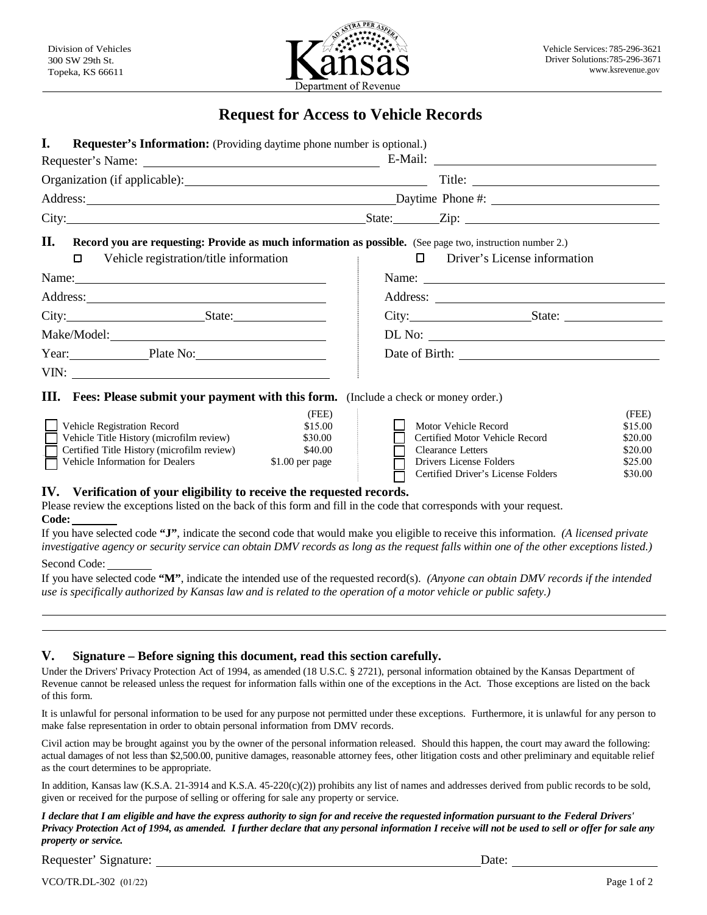Division of Vehicles
300 SW 29th St.
Topeka, KS 66611

Kansas Department of Revenue

Vehicle Services: 785-296-3621
Driver Solutions: 785-296-3671
www.ksrevenue.gov

# Request for Access to Vehicle Records

## I. Requester's Information: (Providing daytime phone number is optional.)

Requester's Name: ______________________ E-Mail: ______________________

Organization (if applicable): ______________________ Title: ______________________

Address: ______________________ Daytime Phone #: ______________________

City: ______________________ State: ________ Zip: ______________________

## II. Record you are requesting: Provide as much information as possible. (See page two, instruction number 2.)

☐ Vehicle registration/title information

Name: ______________________

Address: ______________________

City: ______________ State: ______________

Make/Model: ______________________

Year: __________ Plate No: ______________

VIN: ______________________

☐ Driver's License information

Name: ______________________

Address: ______________________

City: ______________ State: ______________

DL No: ______________________

Date of Birth: ______________________

## III. Fees: Please submit your payment with this form. (Include a check or money order.)

| | | (FEE) |
|---|---|---|
| ☐ | Vehicle Registration Record | $15.00 |
| ☐ | Vehicle Title History (microfilm review) | $30.00 |
| ☐ | Certified Title History (microfilm review) | $40.00 |
| ☐ | Vehicle Information for Dealers | $1.00 per page |

| | | (FEE) |
|---|---|---|
| ☐ | Motor Vehicle Record | $15.00 |
| ☐ | Certified Motor Vehicle Record | $20.00 |
| ☐ | Clearance Letters | $20.00 |
| ☐ | Drivers License Folders | $25.00 |
| ☐ | Certified Driver's License Folders | $30.00 |

## IV. Verification of your eligibility to receive the requested records.

Please review the exceptions listed on the back of this form and fill in the code that corresponds with your request.

**Code:** ________

If you have selected code **"J"**, indicate the second code that would make you eligible to receive this information. *(A licensed private investigative agency or security service can obtain DMV records as long as the request falls within one of the other exceptions listed.)*

Second Code: ________

If you have selected code **"M"**, indicate the intended use of the requested record(s). *(Anyone can obtain DMV records if the intended use is specifically authorized by Kansas law and is related to the operation of a motor vehicle or public safety.)*

______________________________________________________________________

______________________________________________________________________

## V. Signature – Before signing this document, read this section carefully.

Under the Drivers' Privacy Protection Act of 1994, as amended (18 U.S.C. § 2721), personal information obtained by the Kansas Department of Revenue cannot be released unless the request for information falls within one of the exceptions in the Act. Those exceptions are listed on the back of this form.

It is unlawful for personal information to be used for any purpose not permitted under these exceptions. Furthermore, it is unlawful for any person to make false representation in order to obtain personal information from DMV records.

Civil action may be brought against you by the owner of the personal information released. Should this happen, the court may award the following: actual damages of not less than $2,500.00, punitive damages, reasonable attorney fees, other litigation costs and other preliminary and equitable relief as the court determines to be appropriate.

In addition, Kansas law (K.S.A. 21-3914 and K.S.A. 45-220(c)(2)) prohibits any list of names and addresses derived from public records to be sold, given or received for the purpose of selling or offering for sale any property or service.

***I declare that I am eligible and have the express authority to sign for and receive the requested information pursuant to the Federal Drivers' Privacy Protection Act of 1994, as amended. I further declare that any personal information I receive will not be used to sell or offer for sale any property or service.***

Requester' Signature: ______________________ Date: ______________

VCO/TR.DL-302 (01/22)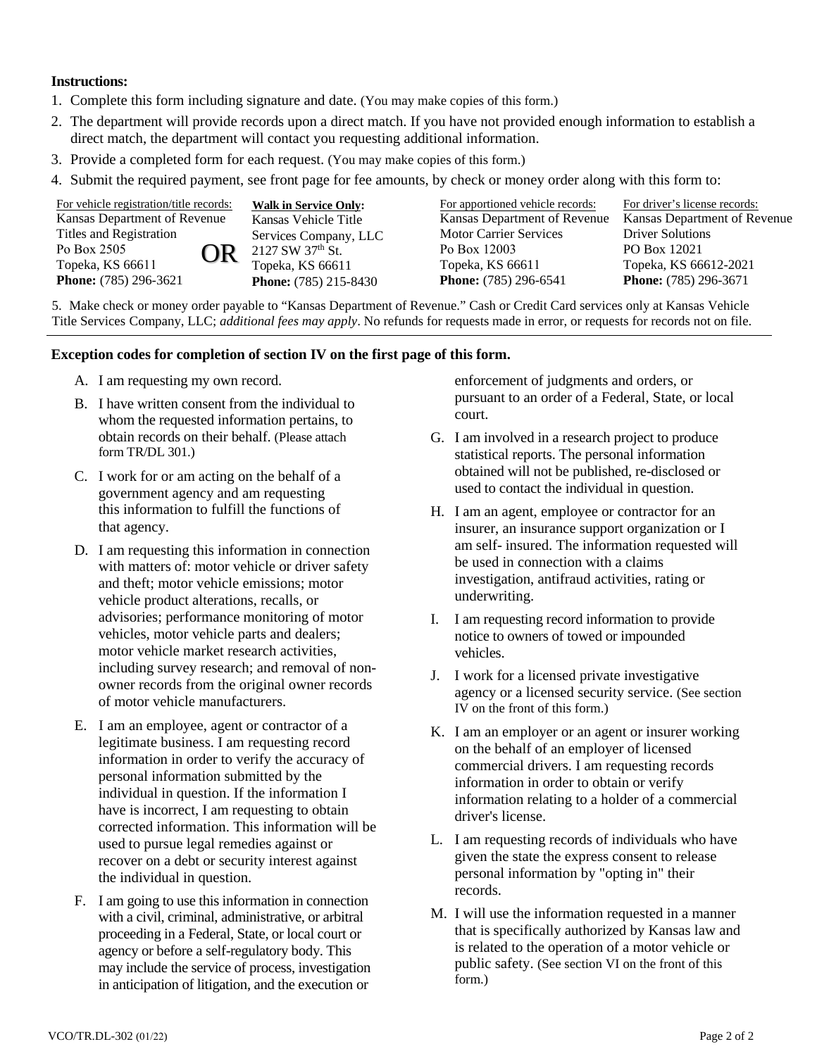**Instructions:**

1. Complete this form including signature and date. (You may make copies of this form.)
2. The department will provide records upon a direct match. If you have not provided enough information to establish a direct match, the department will contact you requesting additional information.
3. Provide a completed form for each request. (You may make copies of this form.)
4. Submit the required payment, see front page for fee amounts, by check or money order along with this form to:

| For vehicle registration/title records: | | **Walk in Service Only:** | For apportioned vehicle records: | For driver's license records: |
|---|---|---|---|---|
| Kansas Department of Revenue<br>Titles and Registration<br>Po Box 2505<br>Topeka, KS 66611<br>**Phone:** (785) 296-3621 | OR | Kansas Vehicle Title Services Company, LLC<br>2127 SW 37th St.<br>Topeka, KS 66611<br>**Phone:** (785) 215-8430 | Kansas Department of Revenue<br>Motor Carrier Services<br>Po Box 12003<br>Topeka, KS 66611<br>**Phone:** (785) 296-6541 | Kansas Department of Revenue<br>Driver Solutions<br>PO Box 12021<br>Topeka, KS 66612-2021<br>**Phone:** (785) 296-3671 |

5. Make check or money order payable to "Kansas Department of Revenue." Cash or Credit Card services only at Kansas Vehicle Title Services Company, LLC; *additional fees may apply*. No refunds for requests made in error, or requests for records not on file.

**Exception codes for completion of section IV on the first page of this form.**

A. I am requesting my own record.

B. I have written consent from the individual to whom the requested information pertains, to obtain records on their behalf. (Please attach form TR/DL 301.)

C. I work for or am acting on the behalf of a government agency and am requesting this information to fulfill the functions of that agency.

D. I am requesting this information in connection with matters of: motor vehicle or driver safety and theft; motor vehicle emissions; motor vehicle product alterations, recalls, or advisories; performance monitoring of motor vehicles, motor vehicle parts and dealers; motor vehicle market research activities, including survey research; and removal of non-owner records from the original owner records of motor vehicle manufacturers.

E. I am an employee, agent or contractor of a legitimate business. I am requesting record information in order to verify the accuracy of personal information submitted by the individual in question. If the information I have is incorrect, I am requesting to obtain corrected information. This information will be used to pursue legal remedies against or recover on a debt or security interest against the individual in question.

F. I am going to use this information in connection with a civil, criminal, administrative, or arbitral proceeding in a Federal, State, or local court or agency or before a self-regulatory body. This may include the service of process, investigation in anticipation of litigation, and the execution or enforcement of judgments and orders, or pursuant to an order of a Federal, State, or local court.

G. I am involved in a research project to produce statistical reports. The personal information obtained will not be published, re-disclosed or used to contact the individual in question.

H. I am an agent, employee or contractor for an insurer, an insurance support organization or I am self- insured. The information requested will be used in connection with a claims investigation, antifraud activities, rating or underwriting.

I. I am requesting record information to provide notice to owners of towed or impounded vehicles.

J. I work for a licensed private investigative agency or a licensed security service. (See section IV on the front of this form.)

K. I am an employer or an agent or insurer working on the behalf of an employer of licensed commercial drivers. I am requesting records information in order to obtain or verify information relating to a holder of a commercial driver's license.

L. I am requesting records of individuals who have given the state the express consent to release personal information by "opting in" their records.

M. I will use the information requested in a manner that is specifically authorized by Kansas law and is related to the operation of a motor vehicle or public safety. (See section VI on the front of this form.)

VCO/TR.DL-302 (01/22)